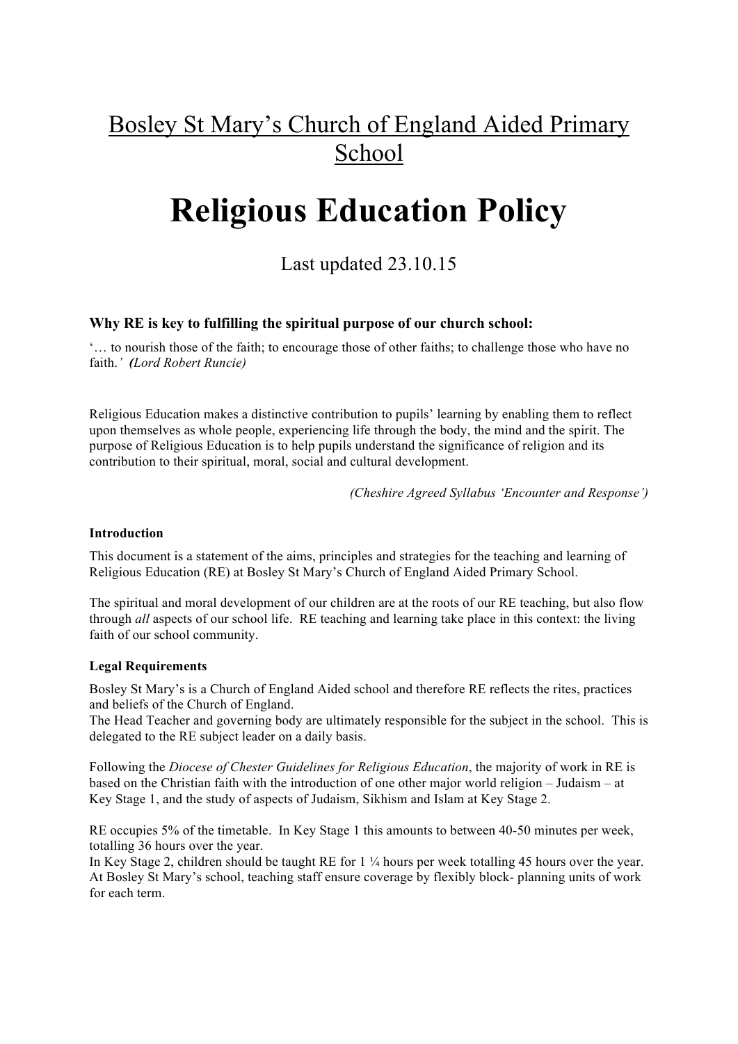Bosley St Mary's Church of England Aided Primary School

# Religious Education Policy

Last updated 23.10.15

**Why RE is key to fulfilling the spiritual purpose of our church school:**

'… to nourish those of the faith; to encourage those of other faiths; to challenge those who have no faith.' *(Lord Robert Runcie)*

Religious Education makes a distinctive contribution to pupils' learning by enabling them to reflect upon themselves as whole people, experiencing life through the body, the mind and the spirit. The purpose of Religious Education is to help pupils understand the significance of religion and its contribution to their spiritual, moral, social and cultural development.

*(Cheshire Agreed Syllabus 'Encounter and Response')*

**Introduction**

This document is a statement of the aims, principles and strategies for the teaching and learning of Religious Education (RE) at Bosley St Mary's Church of England Aided Primary School.

The spiritual and moral development of our children are at the roots of our RE teaching, but also flow through *all* aspects of our school life. RE teaching and learning take place in this context: the living faith of our school community.

**Legal Requirements**

Bosley St Mary's is a Church of England Aided school and therefore RE reflects the rites, practices and beliefs of the Church of England.
The Head Teacher and governing body are ultimately responsible for the subject in the school. This is delegated to the RE subject leader on a daily basis.

Following the *Diocese of Chester Guidelines for Religious Education*, the majority of work in RE is based on the Christian faith with the introduction of one other major world religion – Judaism – at Key Stage 1, and the study of aspects of Judaism, Sikhism and Islam at Key Stage 2.

RE occupies 5% of the timetable. In Key Stage 1 this amounts to between 40-50 minutes per week, totalling 36 hours over the year.
In Key Stage 2, children should be taught RE for 1 ¼ hours per week totalling 45 hours over the year. At Bosley St Mary's school, teaching staff ensure coverage by flexibly block- planning units of work for each term.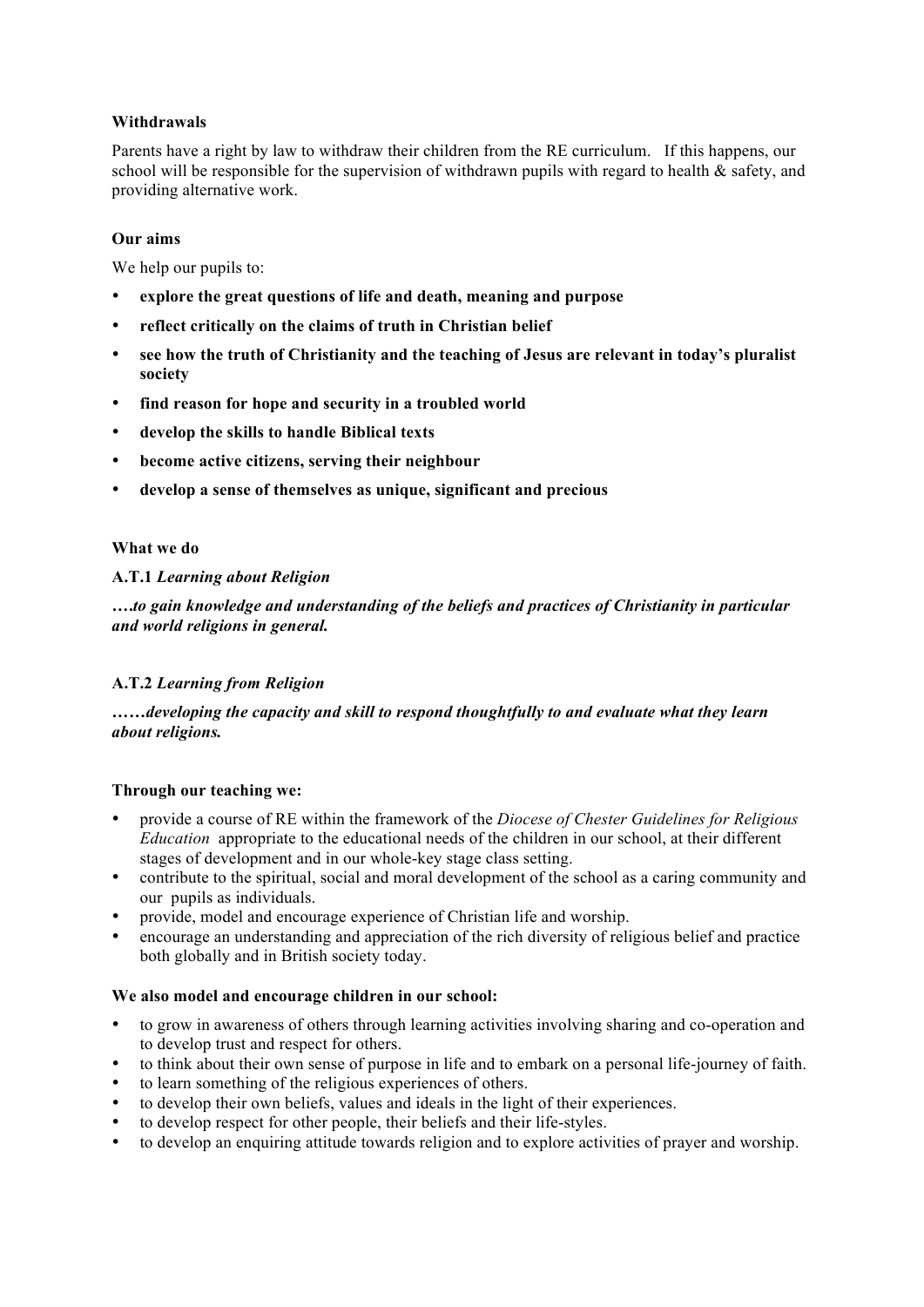**Withdrawals**

Parents have a right by law to withdraw their children from the RE curriculum. If this happens, our school will be responsible for the supervision of withdrawn pupils with regard to health & safety, and providing alternative work.

**Our aims**

We help our pupils to:

- **explore the great questions of life and death, meaning and purpose**
- **reflect critically on the claims of truth in Christian belief**
- **see how the truth of Christianity and the teaching of Jesus are relevant in today's pluralist society**
- **find reason for hope and security in a troubled world**
- **develop the skills to handle Biblical texts**
- **become active citizens, serving their neighbour**
- **develop a sense of themselves as unique, significant and precious**

**What we do**

**A.T.1** ***Learning about Religion***

***….to gain knowledge and understanding of the beliefs and practices of Christianity in particular and world religions in general.***

**A.T.2** ***Learning from Religion***

***……developing the capacity and skill to respond thoughtfully to and evaluate what they learn about religions.***

**Through our teaching we:**

- provide a course of RE within the framework of the *Diocese of Chester Guidelines for Religious Education* appropriate to the educational needs of the children in our school, at their different stages of development and in our whole-key stage class setting.
- contribute to the spiritual, social and moral development of the school as a caring community and our pupils as individuals.
- provide, model and encourage experience of Christian life and worship.
- encourage an understanding and appreciation of the rich diversity of religious belief and practice both globally and in British society today.

**We also model and encourage children in our school:**

- to grow in awareness of others through learning activities involving sharing and co-operation and to develop trust and respect for others.
- to think about their own sense of purpose in life and to embark on a personal life-journey of faith.
- to learn something of the religious experiences of others.
- to develop their own beliefs, values and ideals in the light of their experiences.
- to develop respect for other people, their beliefs and their life-styles.
- to develop an enquiring attitude towards religion and to explore activities of prayer and worship.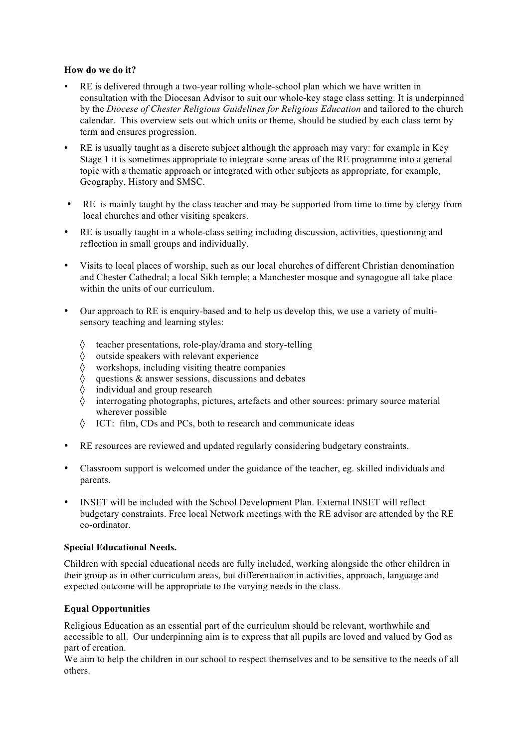**How do we do it?**

- RE is delivered through a two-year rolling whole-school plan which we have written in consultation with the Diocesan Advisor to suit our whole-key stage class setting. It is underpinned by the *Diocese of Chester Religious Guidelines for Religious Education* and tailored to the church calendar. This overview sets out which units or theme, should be studied by each class term by term and ensures progression.
- RE is usually taught as a discrete subject although the approach may vary: for example in Key Stage 1 it is sometimes appropriate to integrate some areas of the RE programme into a general topic with a thematic approach or integrated with other subjects as appropriate, for example, Geography, History and SMSC.
- RE is mainly taught by the class teacher and may be supported from time to time by clergy from local churches and other visiting speakers.
- RE is usually taught in a whole-class setting including discussion, activities, questioning and reflection in small groups and individually.
- Visits to local places of worship, such as our local churches of different Christian denomination and Chester Cathedral; a local Sikh temple; a Manchester mosque and synagogue all take place within the units of our curriculum.
- Our approach to RE is enquiry-based and to help us develop this, we use a variety of multi-sensory teaching and learning styles:
    - ◊ teacher presentations, role-play/drama and story-telling
    - ◊ outside speakers with relevant experience
    - ◊ workshops, including visiting theatre companies
    - ◊ questions & answer sessions, discussions and debates
    - ◊ individual and group research
    - ◊ interrogating photographs, pictures, artefacts and other sources: primary source material wherever possible
    - ◊ ICT: film, CDs and PCs, both to research and communicate ideas
- RE resources are reviewed and updated regularly considering budgetary constraints.
- Classroom support is welcomed under the guidance of the teacher, eg. skilled individuals and parents.
- INSET will be included with the School Development Plan. External INSET will reflect budgetary constraints. Free local Network meetings with the RE advisor are attended by the RE co-ordinator.

**Special Educational Needs.**

Children with special educational needs are fully included, working alongside the other children in their group as in other curriculum areas, but differentiation in activities, approach, language and expected outcome will be appropriate to the varying needs in the class.

**Equal Opportunities**

Religious Education as an essential part of the curriculum should be relevant, worthwhile and accessible to all. Our underpinning aim is to express that all pupils are loved and valued by God as part of creation.

We aim to help the children in our school to respect themselves and to be sensitive to the needs of all others.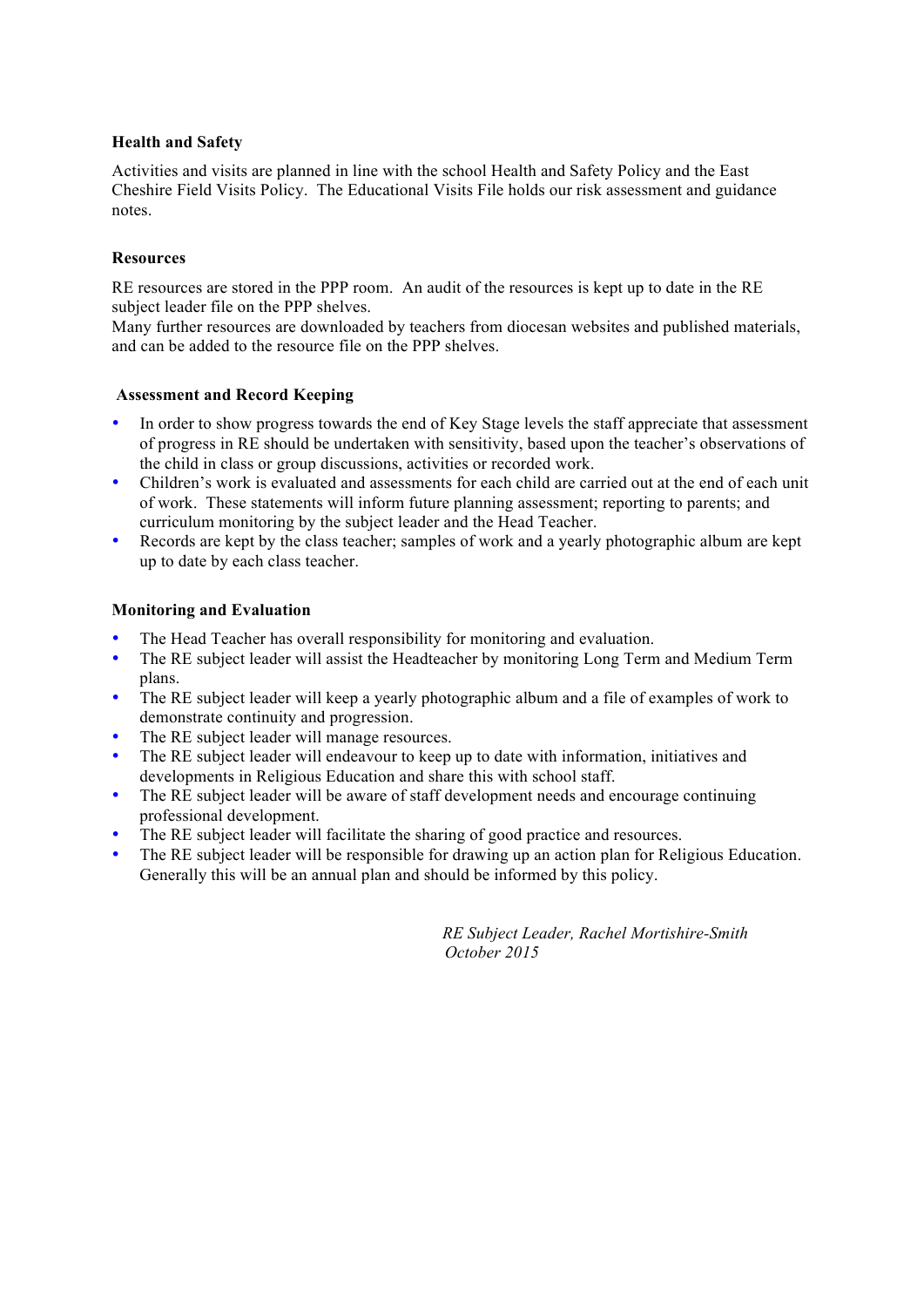**Health and Safety**

Activities and visits are planned in line with the school Health and Safety Policy and the East Cheshire Field Visits Policy. The Educational Visits File holds our risk assessment and guidance notes.

**Resources**

RE resources are stored in the PPP room. An audit of the resources is kept up to date in the RE subject leader file on the PPP shelves.
Many further resources are downloaded by teachers from diocesan websites and published materials, and can be added to the resource file on the PPP shelves.

**Assessment and Record Keeping**

- In order to show progress towards the end of Key Stage levels the staff appreciate that assessment of progress in RE should be undertaken with sensitivity, based upon the teacher's observations of the child in class or group discussions, activities or recorded work.
- Children's work is evaluated and assessments for each child are carried out at the end of each unit of work. These statements will inform future planning assessment; reporting to parents; and curriculum monitoring by the subject leader and the Head Teacher.
- Records are kept by the class teacher; samples of work and a yearly photographic album are kept up to date by each class teacher.

**Monitoring and Evaluation**

- The Head Teacher has overall responsibility for monitoring and evaluation.
- The RE subject leader will assist the Headteacher by monitoring Long Term and Medium Term plans.
- The RE subject leader will keep a yearly photographic album and a file of examples of work to demonstrate continuity and progression.
- The RE subject leader will manage resources.
- The RE subject leader will endeavour to keep up to date with information, initiatives and developments in Religious Education and share this with school staff.
- The RE subject leader will be aware of staff development needs and encourage continuing professional development.
- The RE subject leader will facilitate the sharing of good practice and resources.
- The RE subject leader will be responsible for drawing up an action plan for Religious Education. Generally this will be an annual plan and should be informed by this policy.

*RE Subject Leader, Rachel Mortishire-Smith*
*October 2015*